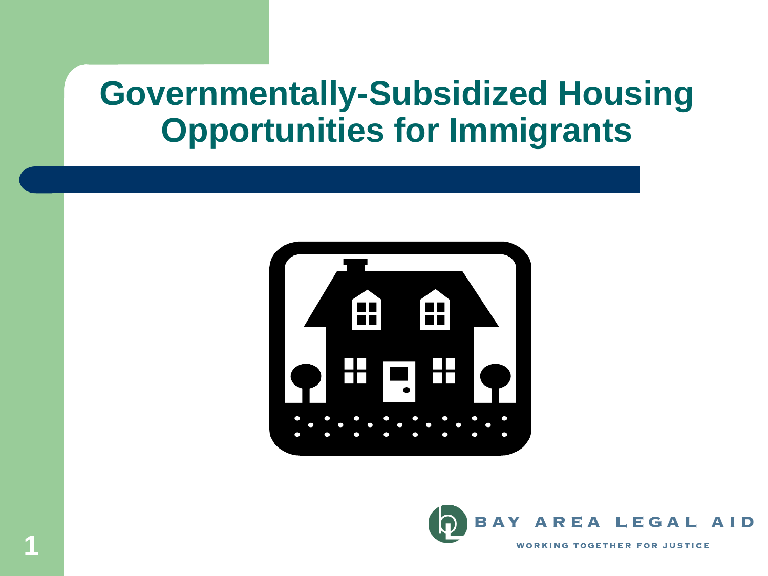# Governmentally-Subsidized Housing Opportunities for Immigrants

BAY AREA LEGAL AID

WORKING TOGETHER FOR JUSTICE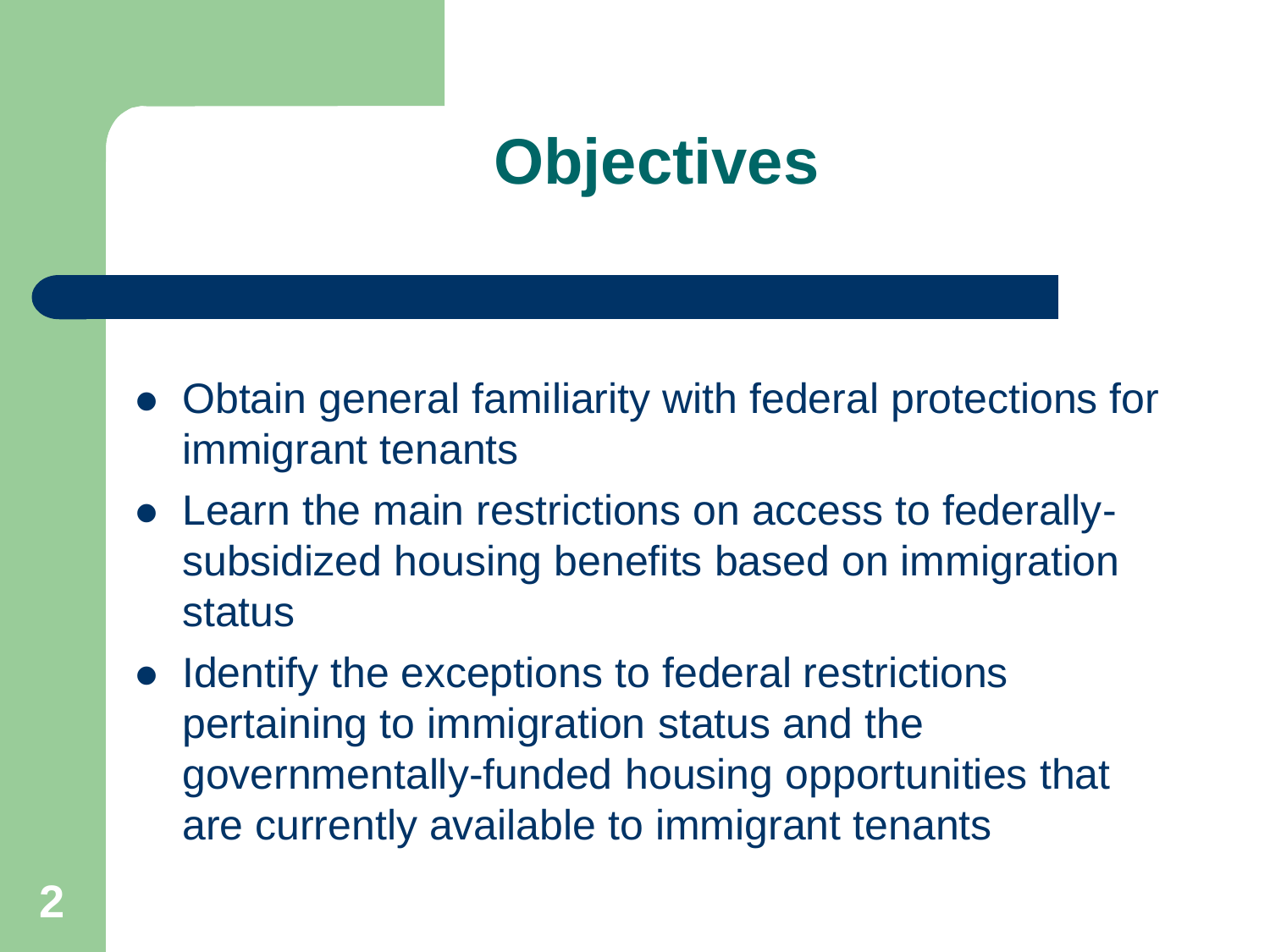# Objectives

- Obtain general familiarity with federal protections for immigrant tenants
- Learn the main restrictions on access to federally-subsidized housing benefits based on immigration status
- Identify the exceptions to federal restrictions pertaining to immigration status and the governmentally-funded housing opportunities that are currently available to immigrant tenants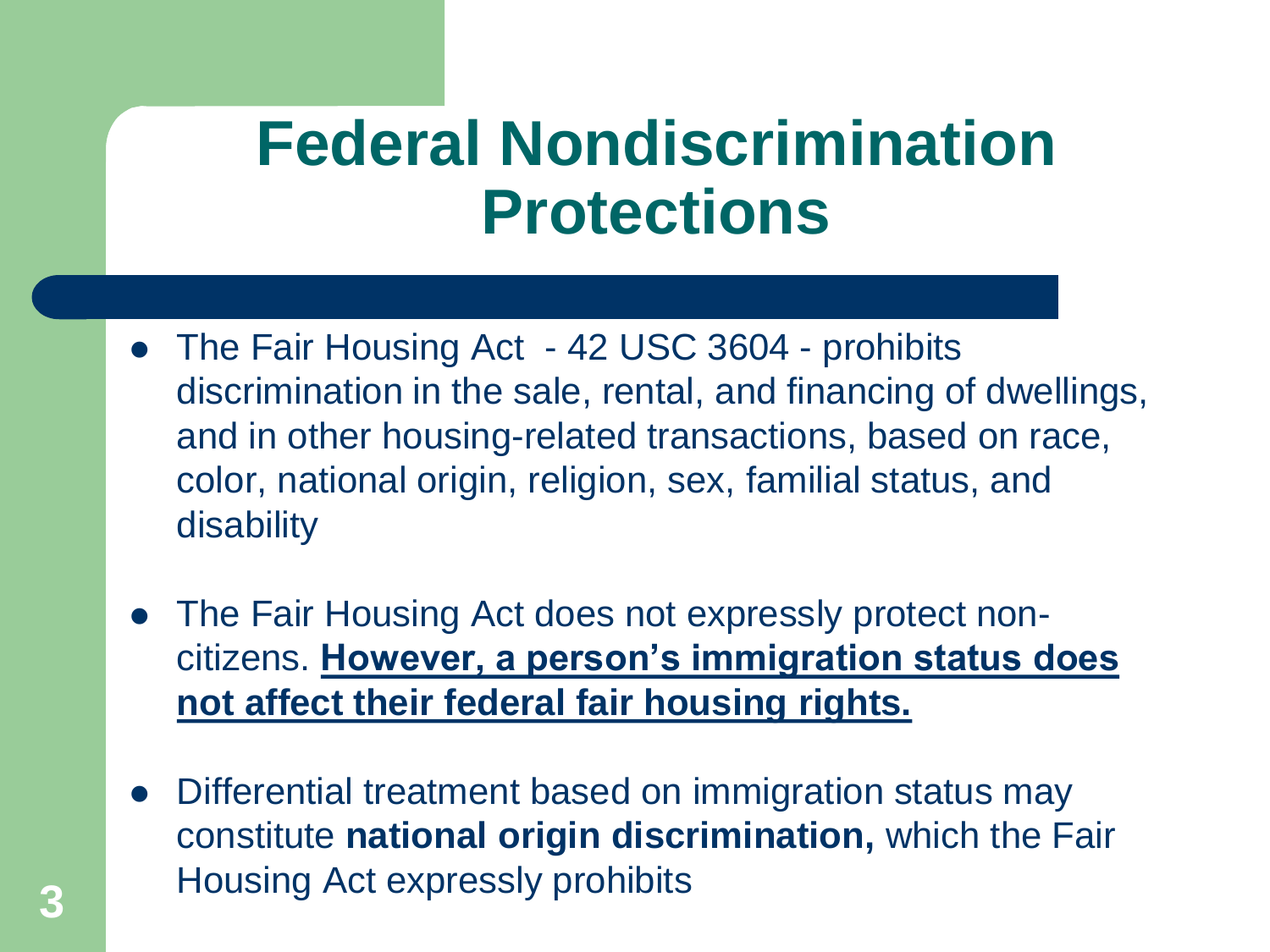# Federal Nondiscrimination Protections

- The Fair Housing Act  - 42 USC 3604 - prohibits discrimination in the sale, rental, and financing of dwellings, and in other housing-related transactions, based on race, color, national origin, religion, sex, familial status, and disability

- The Fair Housing Act does not expressly protect non-citizens. **<u>However, a person's immigration status does not affect their federal fair housing rights.</u>**

- Differential treatment based on immigration status may constitute **national origin discrimination,** which the Fair Housing Act expressly prohibits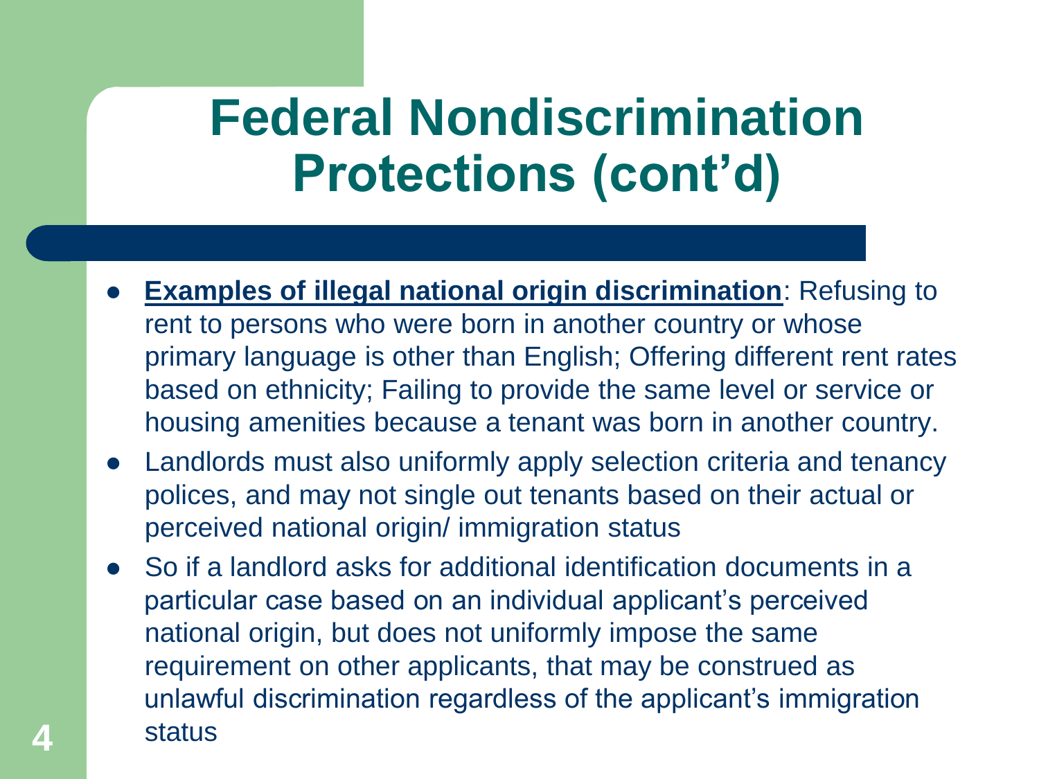# Federal Nondiscrimination Protections (cont'd)

- **<u>Examples of illegal national origin discrimination</u>**: Refusing to rent to persons who were born in another country or whose primary language is other than English; Offering different rent rates based on ethnicity; Failing to provide the same level or service or housing amenities because a tenant was born in another country.
- Landlords must also uniformly apply selection criteria and tenancy polices, and may not single out tenants based on their actual or perceived national origin/ immigration status
- So if a landlord asks for additional identification documents in a particular case based on an individual applicant's perceived national origin, but does not uniformly impose the same requirement on other applicants, that may be construed as unlawful discrimination regardless of the applicant's immigration status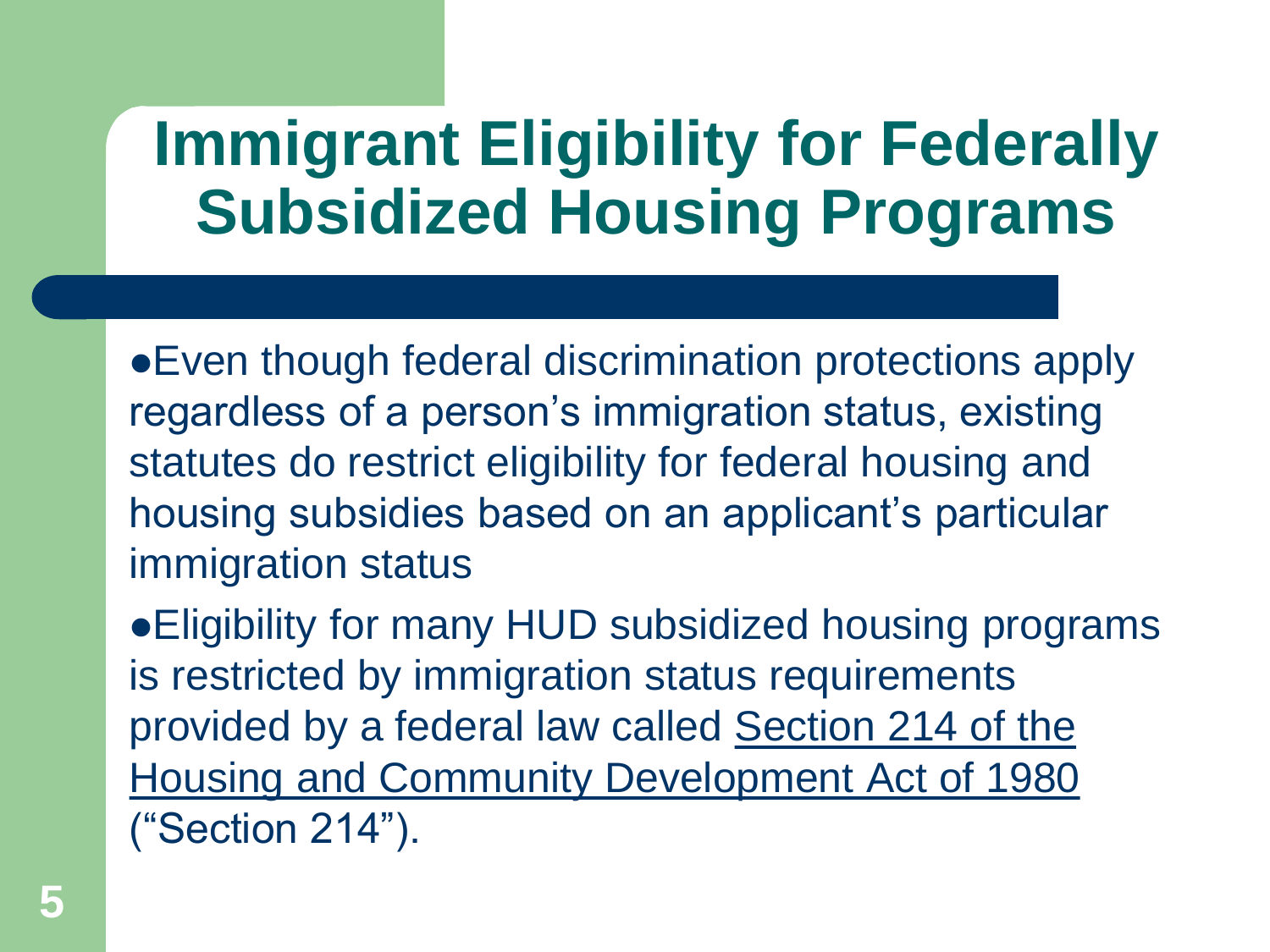# Immigrant Eligibility for Federally Subsidized Housing Programs

- Even though federal discrimination protections apply regardless of a person's immigration status, existing statutes do restrict eligibility for federal housing and housing subsidies based on an applicant's particular immigration status
- Eligibility for many HUD subsidized housing programs is restricted by immigration status requirements provided by a federal law called Section 214 of the Housing and Community Development Act of 1980 ("Section 214").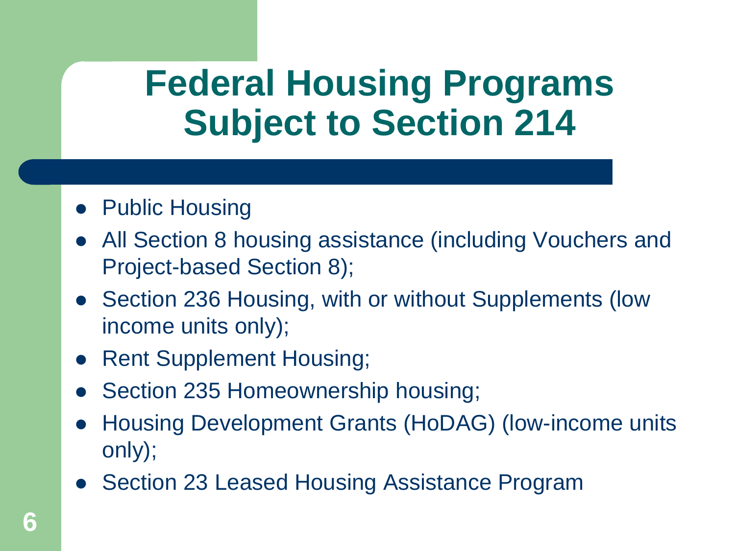# Federal Housing Programs Subject to Section 214

- Public Housing
- All Section 8 housing assistance (including Vouchers and Project-based Section 8);
- Section 236 Housing, with or without Supplements (low income units only);
- Rent Supplement Housing;
- Section 235 Homeownership housing;
- Housing Development Grants (HoDAG) (low-income units only);
- Section 23 Leased Housing Assistance Program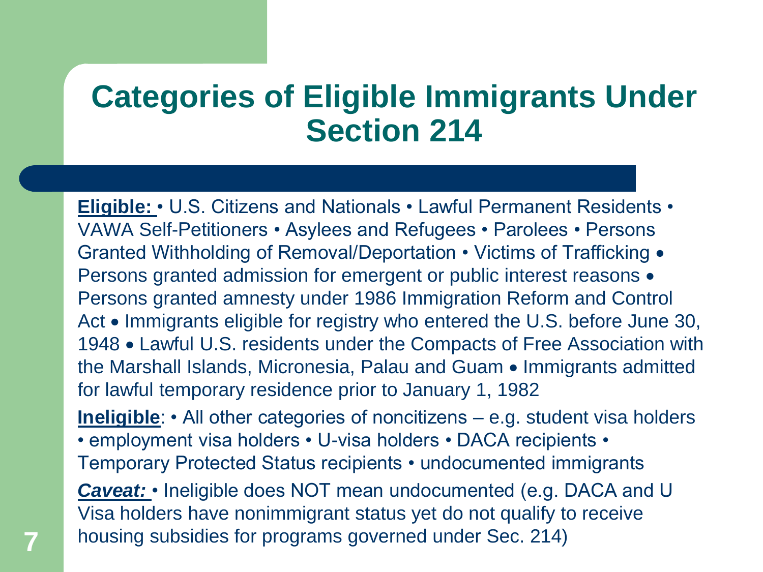# Categories of Eligible Immigrants Under Section 214

**Eligible:** • U.S. Citizens and Nationals • Lawful Permanent Residents • VAWA Self-Petitioners • Asylees and Refugees • Parolees • Persons Granted Withholding of Removal/Deportation • Victims of Trafficking • Persons granted admission for emergent or public interest reasons • Persons granted amnesty under 1986 Immigration Reform and Control Act • Immigrants eligible for registry who entered the U.S. before June 30, 1948 • Lawful U.S. residents under the Compacts of Free Association with the Marshall Islands, Micronesia, Palau and Guam • Immigrants admitted for lawful temporary residence prior to January 1, 1982

**Ineligible**: • All other categories of noncitizens – e.g. student visa holders • employment visa holders • U-visa holders • DACA recipients • Temporary Protected Status recipients • undocumented immigrants

***Caveat:*** • Ineligible does NOT mean undocumented (e.g. DACA and U Visa holders have nonimmigrant status yet do not qualify to receive housing subsidies for programs governed under Sec. 214)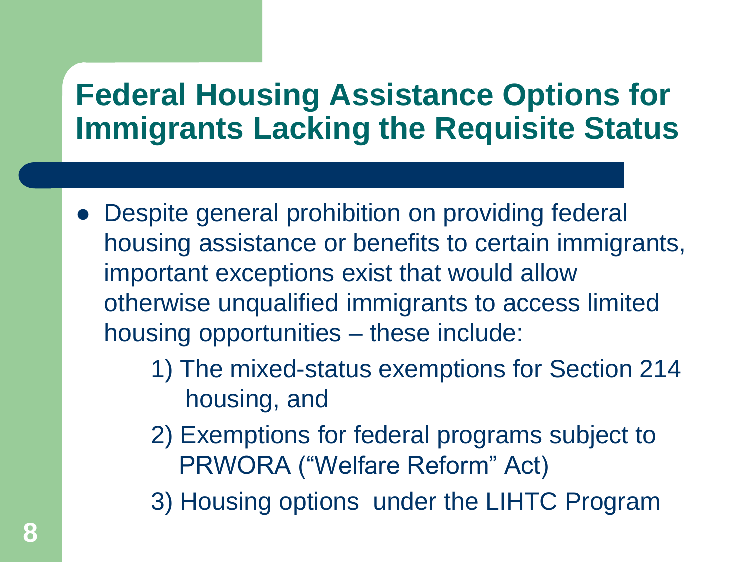# Federal Housing Assistance Options for Immigrants Lacking the Requisite Status

- Despite general prohibition on providing federal housing assistance or benefits to certain immigrants, important exceptions exist that would allow otherwise unqualified immigrants to access limited housing opportunities – these include:
  1) The mixed-status exemptions for Section 214 housing, and
  2) Exemptions for federal programs subject to PRWORA ("Welfare Reform" Act)
  3) Housing options under the LIHTC Program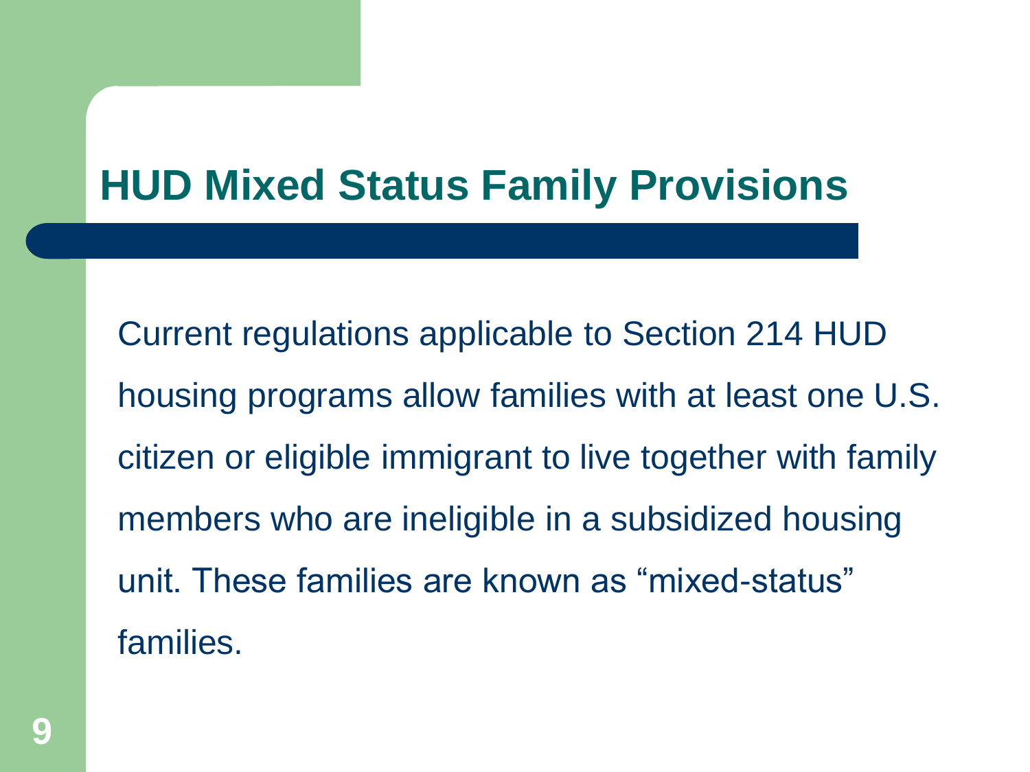# HUD Mixed Status Family Provisions

Current regulations applicable to Section 214 HUD housing programs allow families with at least one U.S. citizen or eligible immigrant to live together with family members who are ineligible in a subsidized housing unit. These families are known as "mixed-status" families.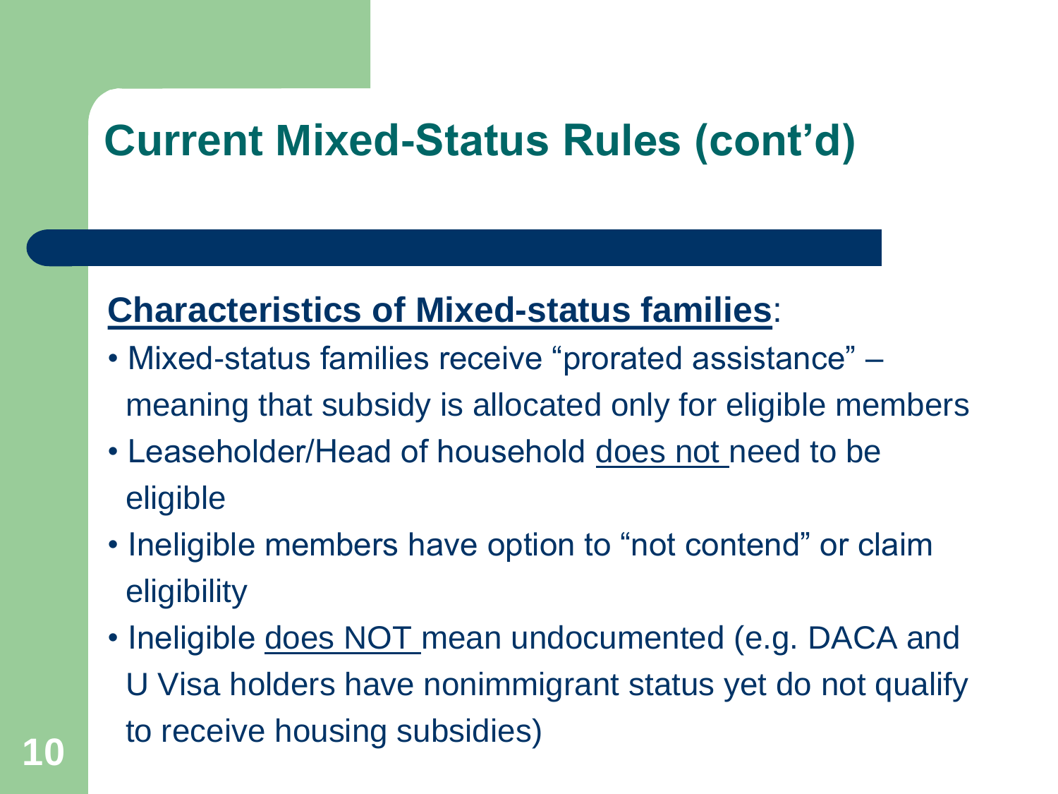# Current Mixed-Status Rules (cont'd)

**Characteristics of Mixed-status families**:

- Mixed-status families receive "prorated assistance" – meaning that subsidy is allocated only for eligible members
- Leaseholder/Head of household does not need to be eligible
- Ineligible members have option to "not contend" or claim eligibility
- Ineligible does NOT mean undocumented (e.g. DACA and U Visa holders have nonimmigrant status yet do not qualify to receive housing subsidies)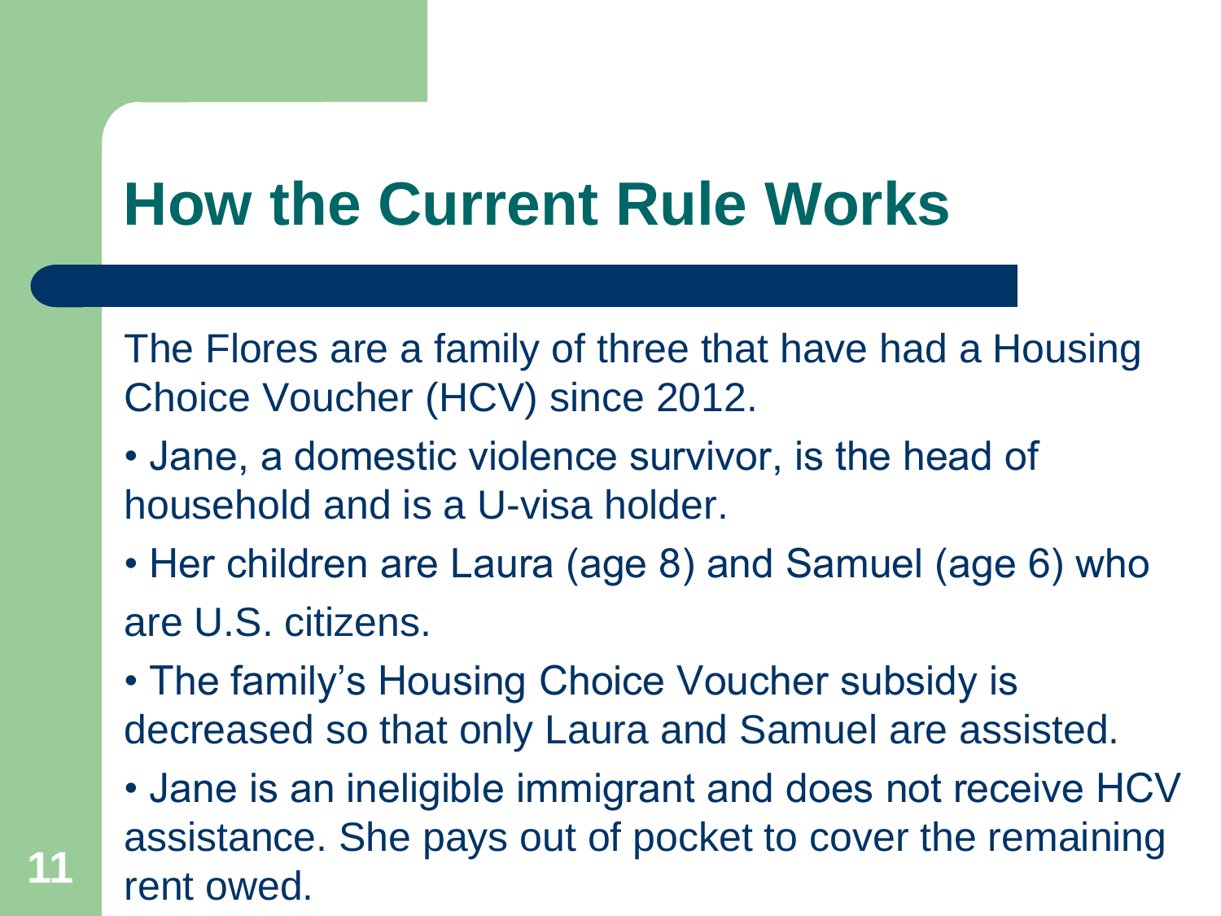# How the Current Rule Works

The Flores are a family of three that have had a Housing Choice Voucher (HCV) since 2012.

- Jane, a domestic violence survivor, is the head of household and is a U-visa holder.
- Her children are Laura (age 8) and Samuel (age 6) who are U.S. citizens.
- The family's Housing Choice Voucher subsidy is decreased so that only Laura and Samuel are assisted.
- Jane is an ineligible immigrant and does not receive HCV assistance. She pays out of pocket to cover the remaining rent owed.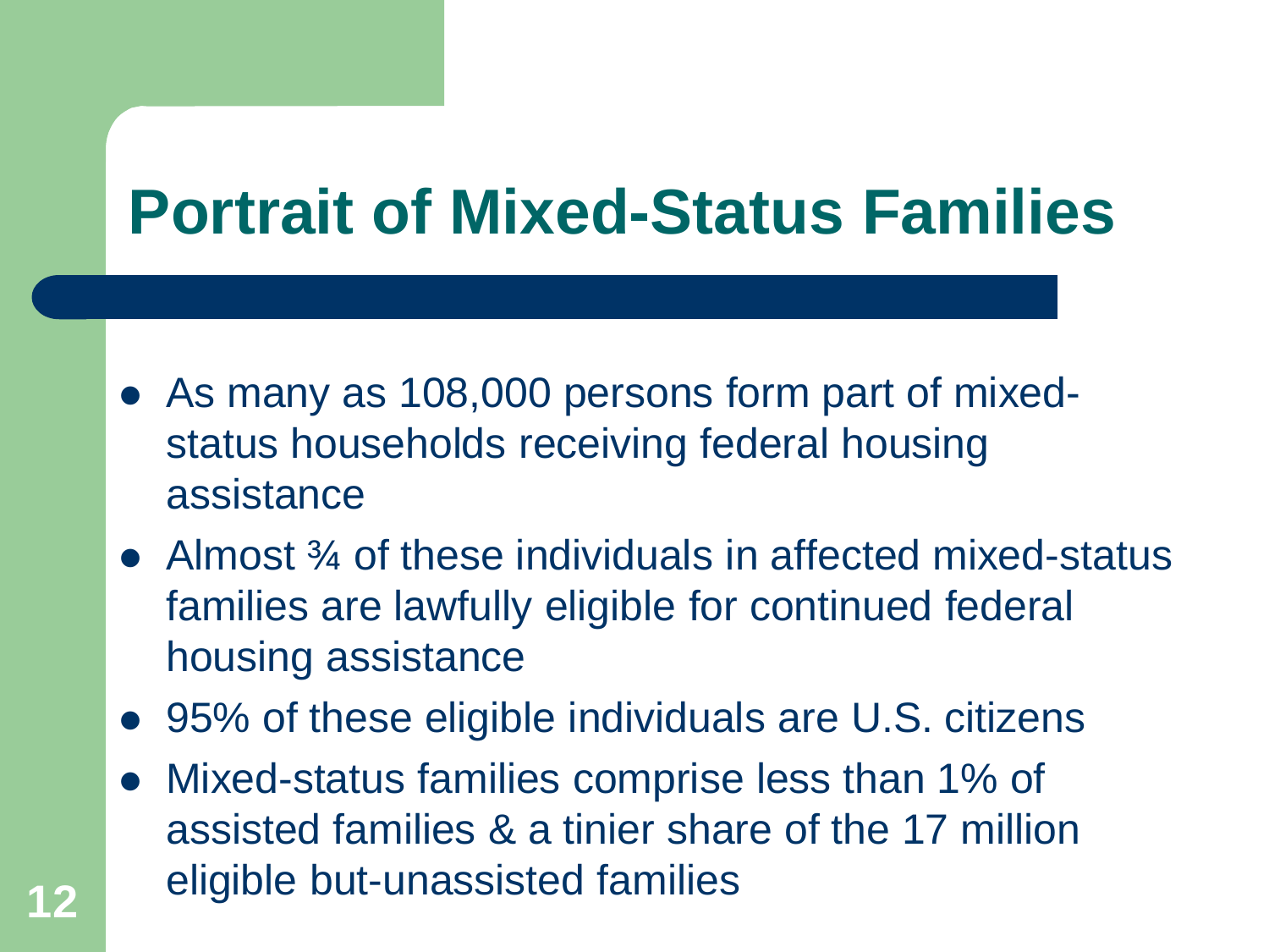# Portrait of Mixed-Status Families

- As many as 108,000 persons form part of mixed-status households receiving federal housing assistance
- Almost ¾ of these individuals in affected mixed-status families are lawfully eligible for continued federal housing assistance
- 95% of these eligible individuals are U.S. citizens
- Mixed-status families comprise less than 1% of assisted families & a tinier share of the 17 million eligible but-unassisted families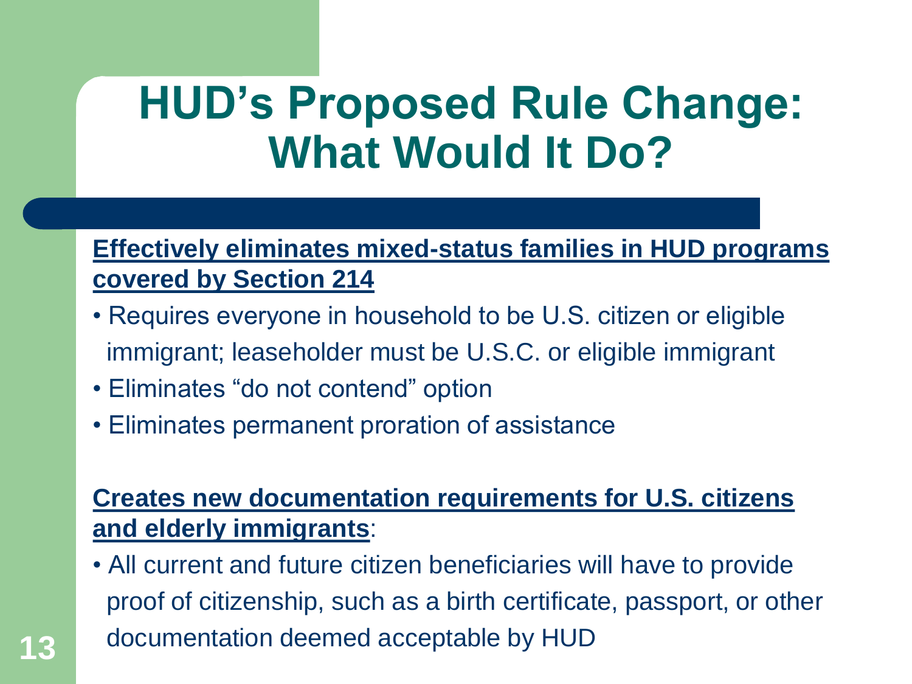# HUD's Proposed Rule Change: What Would It Do?

**Effectively eliminates mixed-status families in HUD programs covered by Section 214**

- Requires everyone in household to be U.S. citizen or eligible immigrant; leaseholder must be U.S.C. or eligible immigrant
- Eliminates "do not contend" option
- Eliminates permanent proration of assistance

**Creates new documentation requirements for U.S. citizens and elderly immigrants**:

- All current and future citizen beneficiaries will have to provide proof of citizenship, such as a birth certificate, passport, or other documentation deemed acceptable by HUD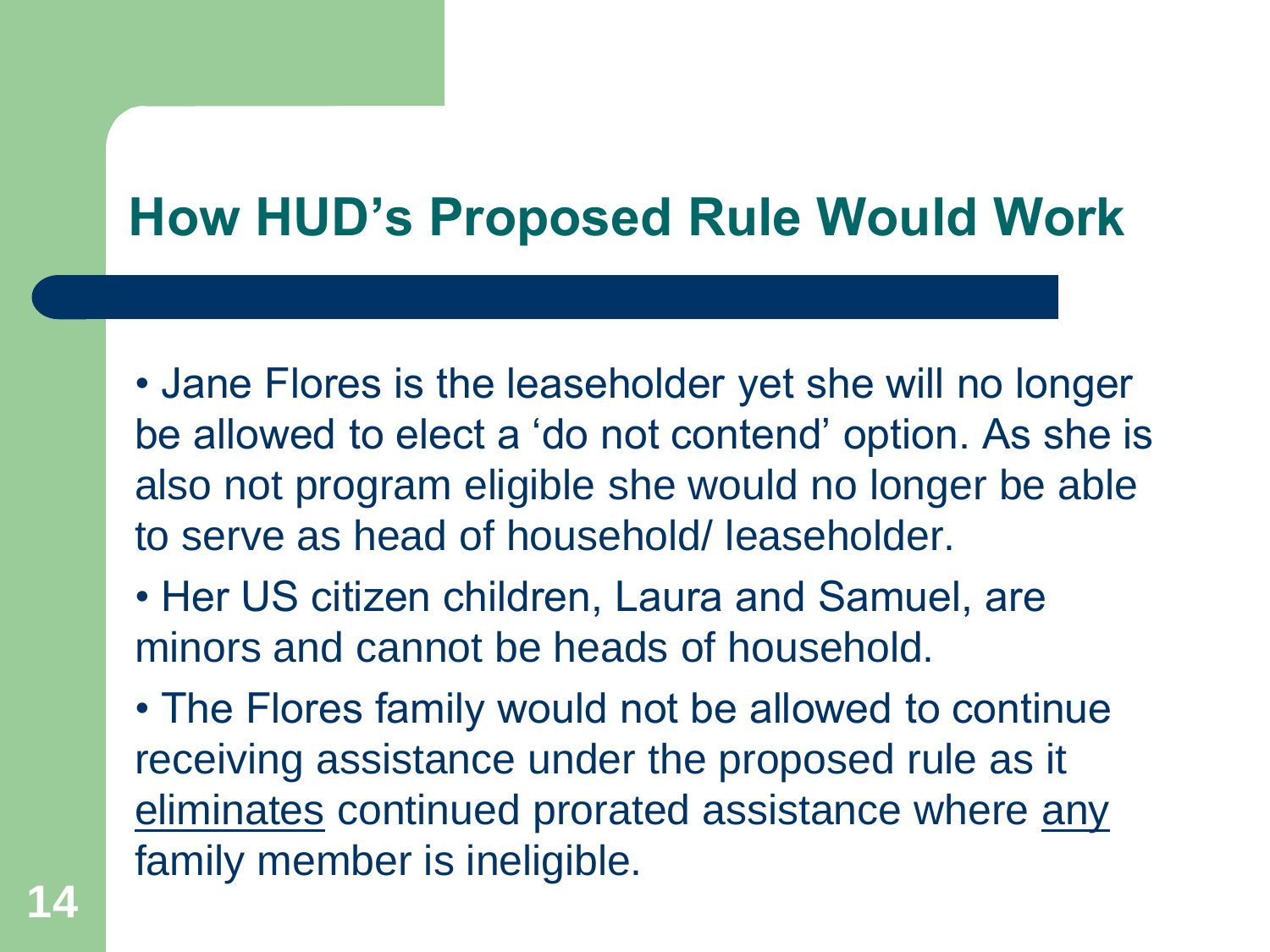# How HUD's Proposed Rule Would Work

- Jane Flores is the leaseholder yet she will no longer be allowed to elect a 'do not contend' option. As she is also not program eligible she would no longer be able to serve as head of household/ leaseholder.
- Her US citizen children, Laura and Samuel, are minors and cannot be heads of household.
- The Flores family would not be allowed to continue receiving assistance under the proposed rule as it <u>eliminates</u> continued prorated assistance where <u>any</u> family member is ineligible.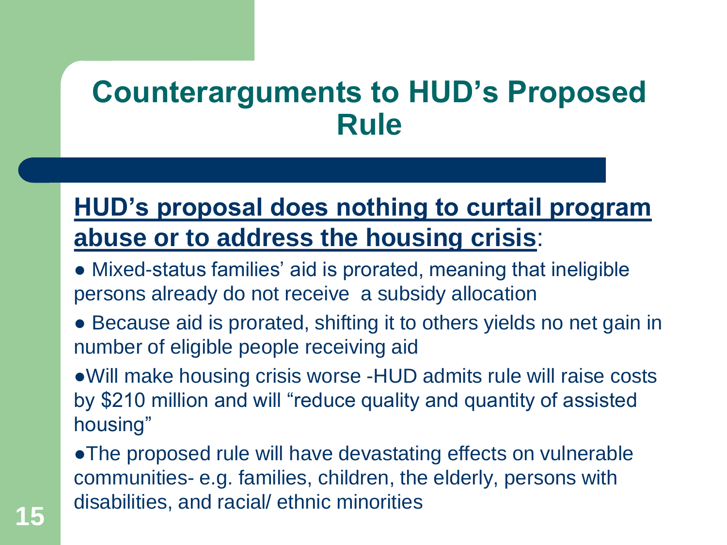# Counterarguments to HUD's Proposed Rule

**HUD's proposal does nothing to curtail program abuse or to address the housing crisis**:

- Mixed-status families' aid is prorated, meaning that ineligible persons already do not receive a subsidy allocation
- Because aid is prorated, shifting it to others yields no net gain in number of eligible people receiving aid
- Will make housing crisis worse -HUD admits rule will raise costs by $210 million and will "reduce quality and quantity of assisted housing"
- The proposed rule will have devastating effects on vulnerable communities- e.g. families, children, the elderly, persons with disabilities, and racial/ ethnic minorities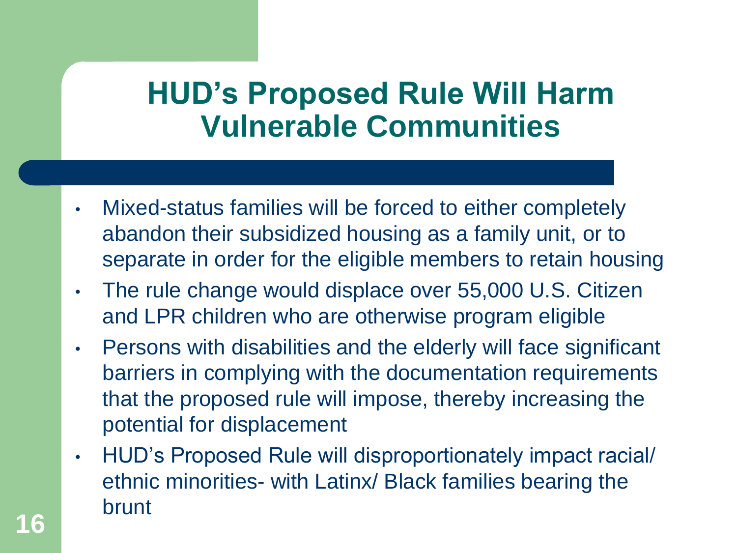# HUD's Proposed Rule Will Harm Vulnerable Communities

- Mixed-status families will be forced to either completely abandon their subsidized housing as a family unit, or to separate in order for the eligible members to retain housing
- The rule change would displace over 55,000 U.S. Citizen and LPR children who are otherwise program eligible
- Persons with disabilities and the elderly will face significant barriers in complying with the documentation requirements that the proposed rule will impose, thereby increasing the potential for displacement
- HUD's Proposed Rule will disproportionately impact racial/ ethnic minorities- with Latinx/ Black families bearing the brunt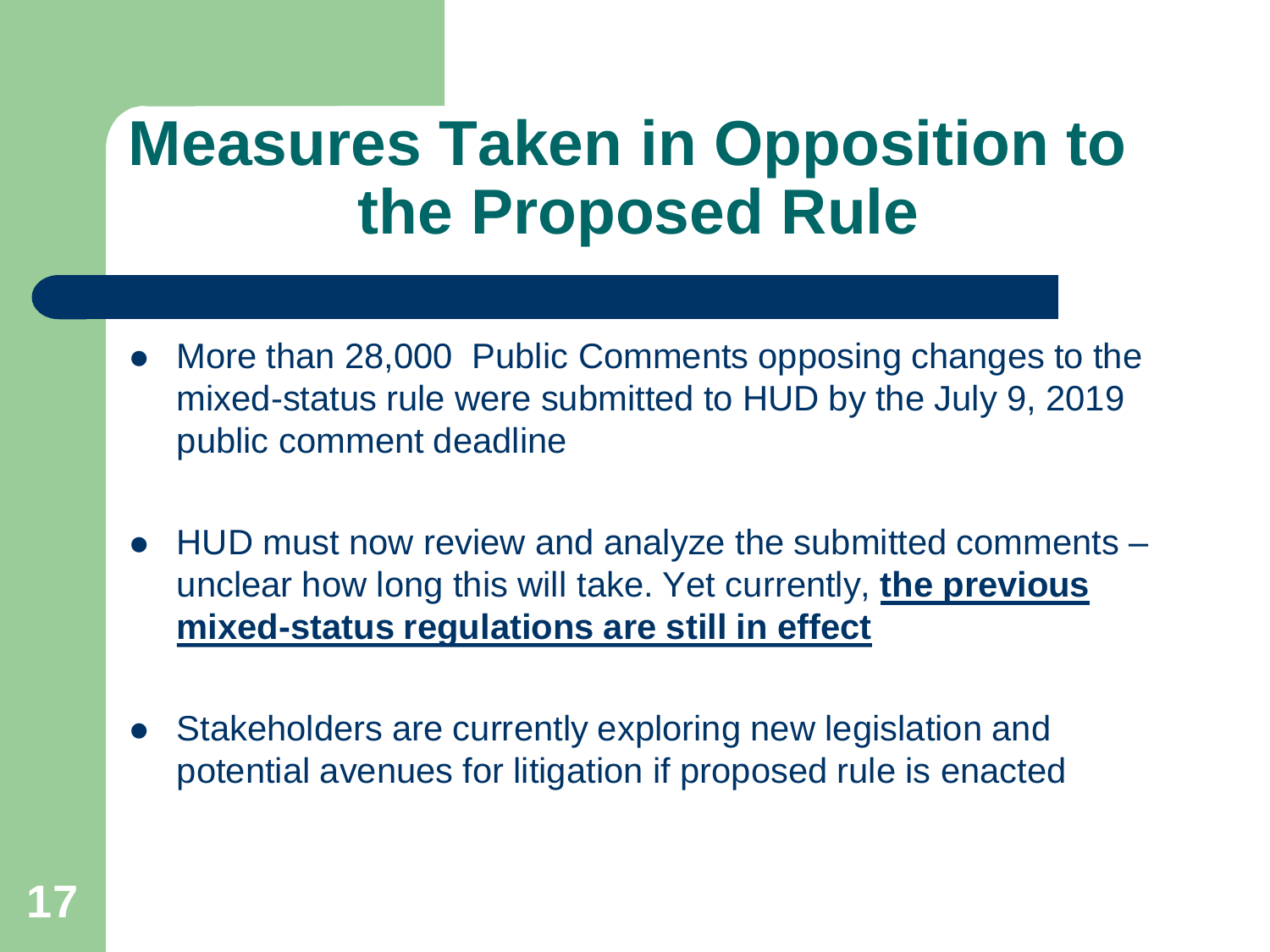# Measures Taken in Opposition to the Proposed Rule

- More than 28,000 Public Comments opposing changes to the mixed-status rule were submitted to HUD by the July 9, 2019 public comment deadline
- HUD must now review and analyze the submitted comments – unclear how long this will take. Yet currently, **<u>the previous mixed-status regulations are still in effect</u>**
- Stakeholders are currently exploring new legislation and potential avenues for litigation if proposed rule is enacted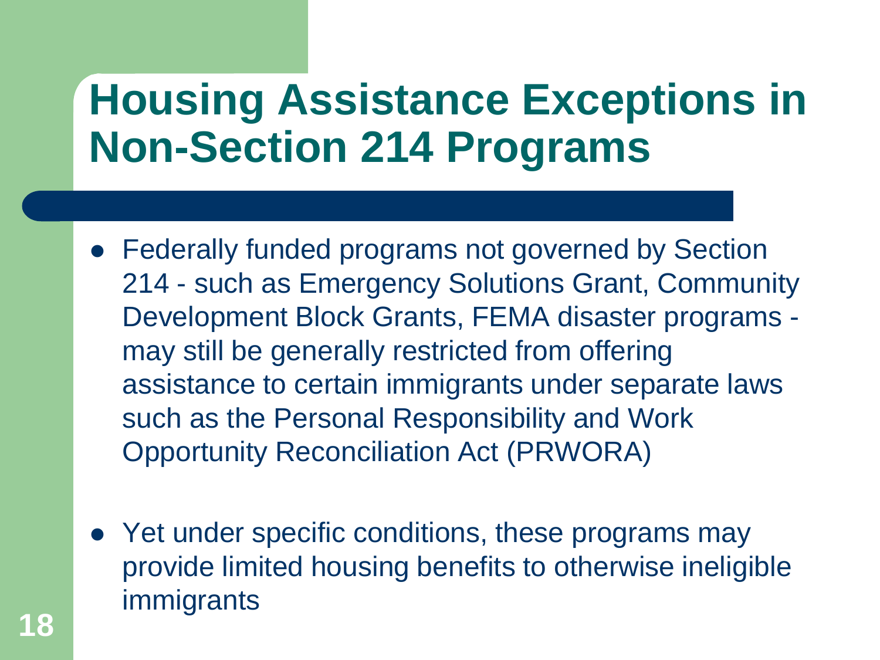# Housing Assistance Exceptions in Non-Section 214 Programs

- Federally funded programs not governed by Section 214 - such as Emergency Solutions Grant, Community Development Block Grants, FEMA disaster programs - may still be generally restricted from offering assistance to certain immigrants under separate laws such as the Personal Responsibility and Work Opportunity Reconciliation Act (PRWORA)

- Yet under specific conditions, these programs may provide limited housing benefits to otherwise ineligible immigrants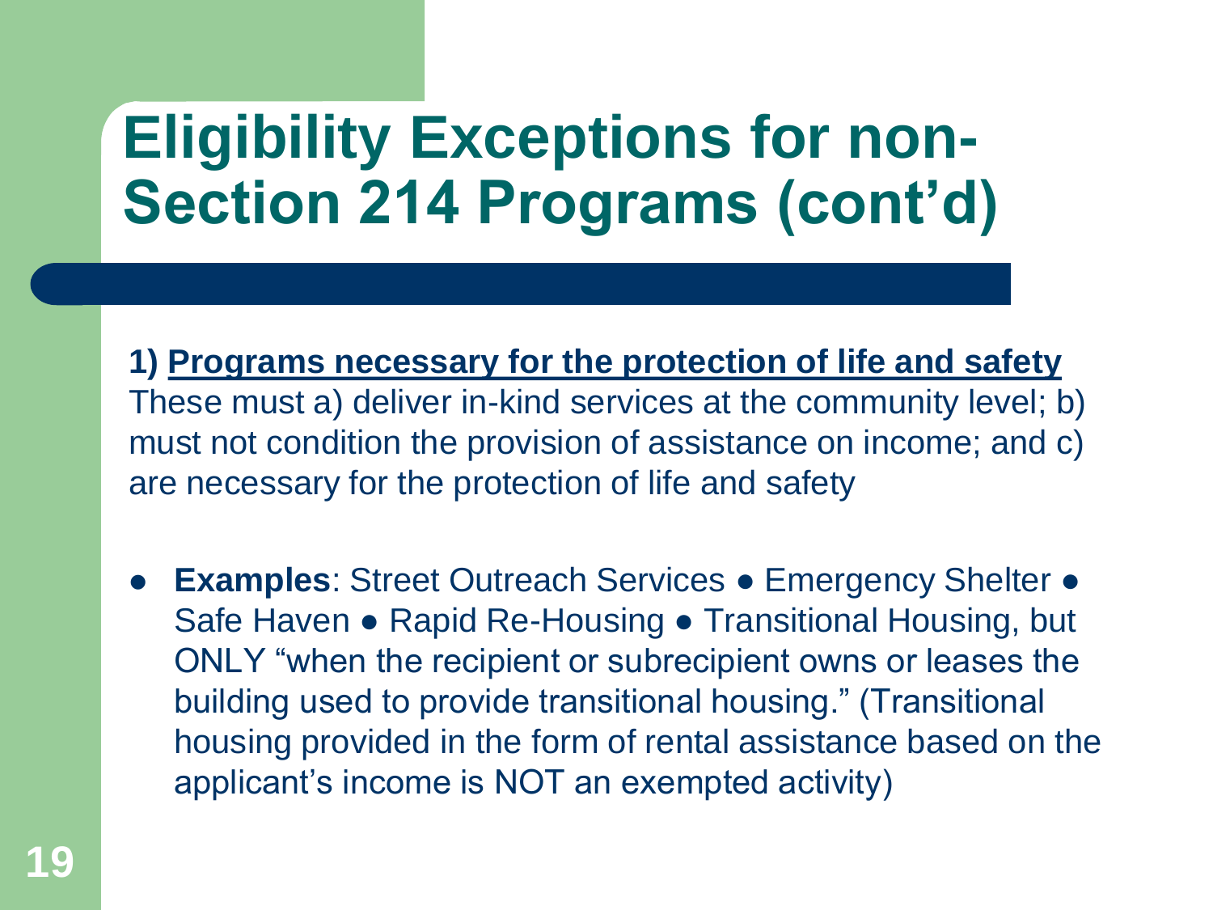# Eligibility Exceptions for non-Section 214 Programs (cont'd)

**1) <u>Programs necessary for the protection of life and safety</u>**
These must a) deliver in-kind services at the community level; b) must not condition the provision of assistance on income; and c) are necessary for the protection of life and safety

- **Examples**: Street Outreach Services ● Emergency Shelter ● Safe Haven ● Rapid Re-Housing ● Transitional Housing, but ONLY "when the recipient or subrecipient owns or leases the building used to provide transitional housing." (Transitional housing provided in the form of rental assistance based on the applicant's income is NOT an exempted activity)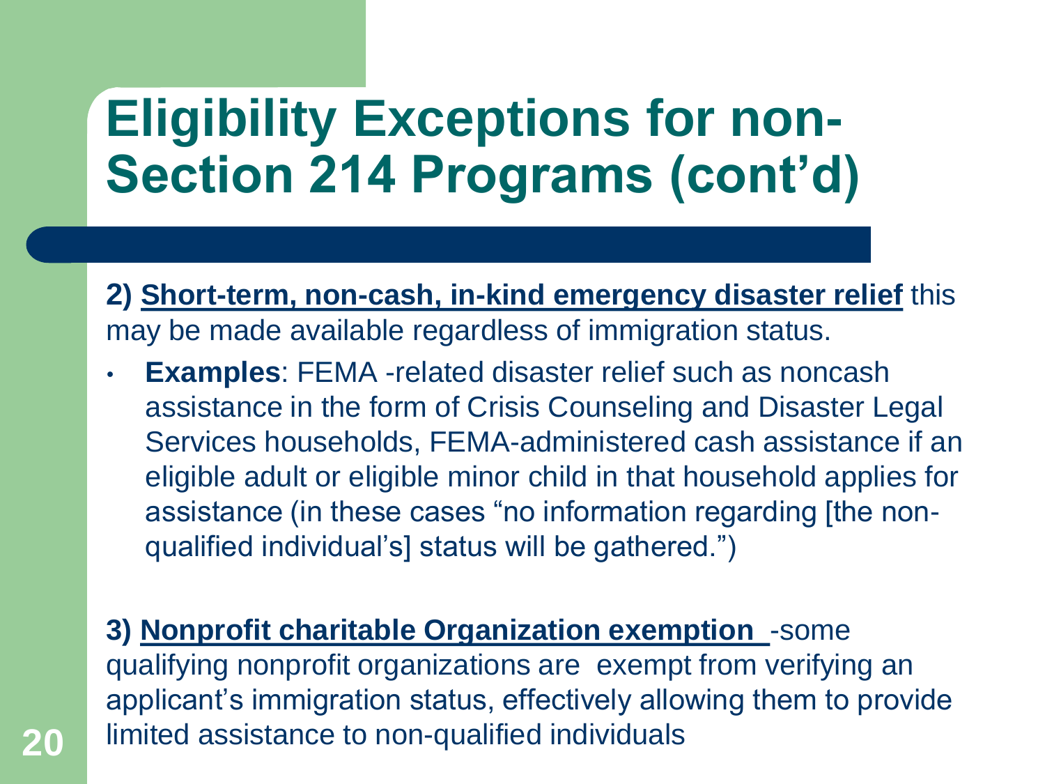# Eligibility Exceptions for non-Section 214 Programs (cont'd)

**2) <u>Short-term, non-cash, in-kind emergency disaster relief</u>** this may be made available regardless of immigration status.

- **Examples**: FEMA -related disaster relief such as noncash assistance in the form of Crisis Counseling and Disaster Legal Services households, FEMA-administered cash assistance if an eligible adult or eligible minor child in that household applies for assistance (in these cases "no information regarding [the non-qualified individual's] status will be gathered.")

**3) <u>Nonprofit charitable Organization exemption</u>** -some qualifying nonprofit organizations are exempt from verifying an applicant's immigration status, effectively allowing them to provide limited assistance to non-qualified individuals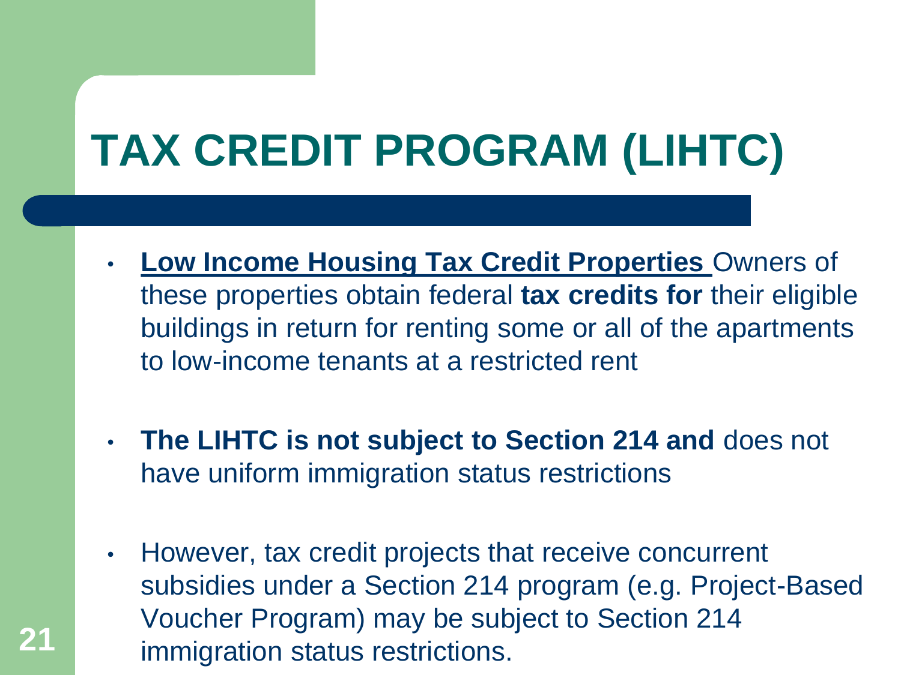# TAX CREDIT PROGRAM (LIHTC)

- **<u>Low Income Housing Tax Credit Properties</u>** Owners of these properties obtain federal **tax credits for** their eligible buildings in return for renting some or all of the apartments to low-income tenants at a restricted rent

- **The LIHTC is not subject to Section 214 and** does not have uniform immigration status restrictions

- However, tax credit projects that receive concurrent subsidies under a Section 214 program (e.g. Project-Based Voucher Program) may be subject to Section 214 immigration status restrictions.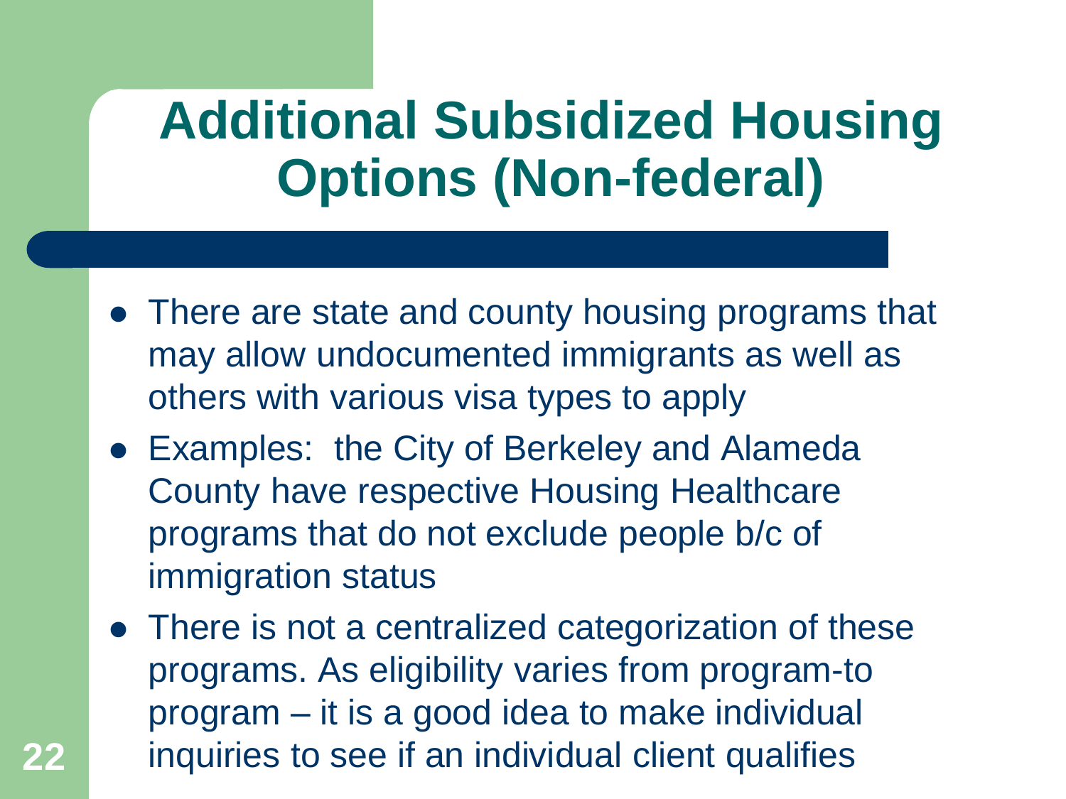# Additional Subsidized Housing Options (Non-federal)

- There are state and county housing programs that may allow undocumented immigrants as well as others with various visa types to apply
- Examples:  the City of Berkeley and Alameda County have respective Housing Healthcare programs that do not exclude people b/c of immigration status
- There is not a centralized categorization of these programs. As eligibility varies from program-to program – it is a good idea to make individual inquiries to see if an individual client qualifies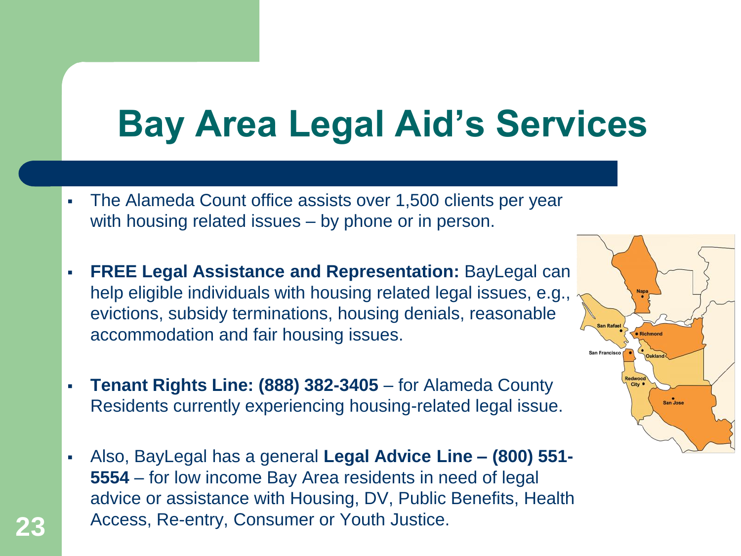# Bay Area Legal Aid's Services

- The Alameda Count office assists over 1,500 clients per year with housing related issues – by phone or in person.
- **FREE Legal Assistance and Representation:** BayLegal can help eligible individuals with housing related legal issues, e.g., evictions, subsidy terminations, housing denials, reasonable accommodation and fair housing issues.
- **Tenant Rights Line: (888) 382-3405** – for Alameda County Residents currently experiencing housing-related legal issue.
- Also, BayLegal has a general **Legal Advice Line – (800) 551-5554** – for low income Bay Area residents in need of legal advice or assistance with Housing, DV, Public Benefits, Health Access, Re-entry, Consumer or Youth Justice.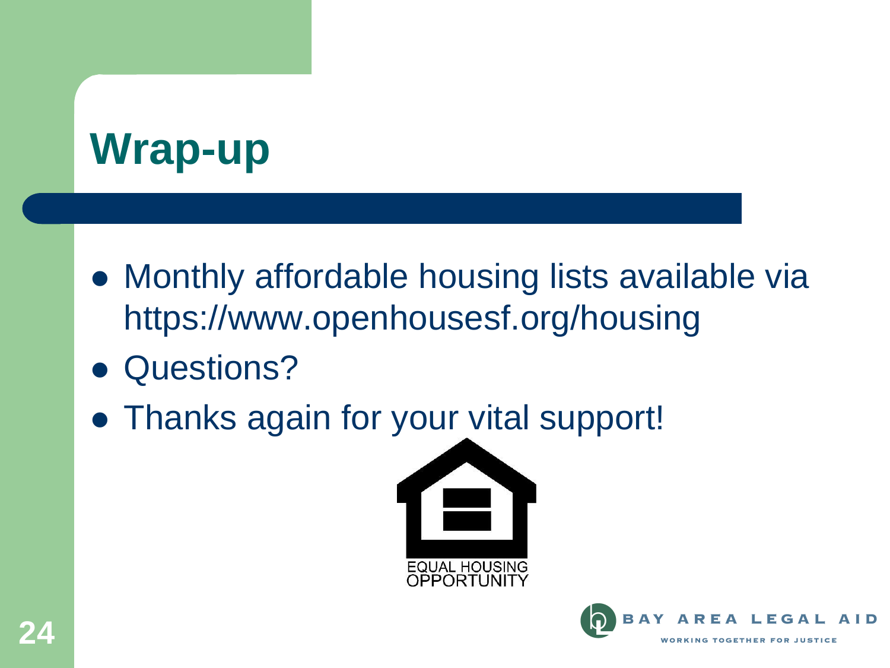# Wrap-up

- Monthly affordable housing lists available via https://www.openhousesf.org/housing
- Questions?
- Thanks again for your vital support!

EQUAL HOUSING OPPORTUNITY

BAY AREA LEGAL AID

WORKING TOGETHER FOR JUSTICE